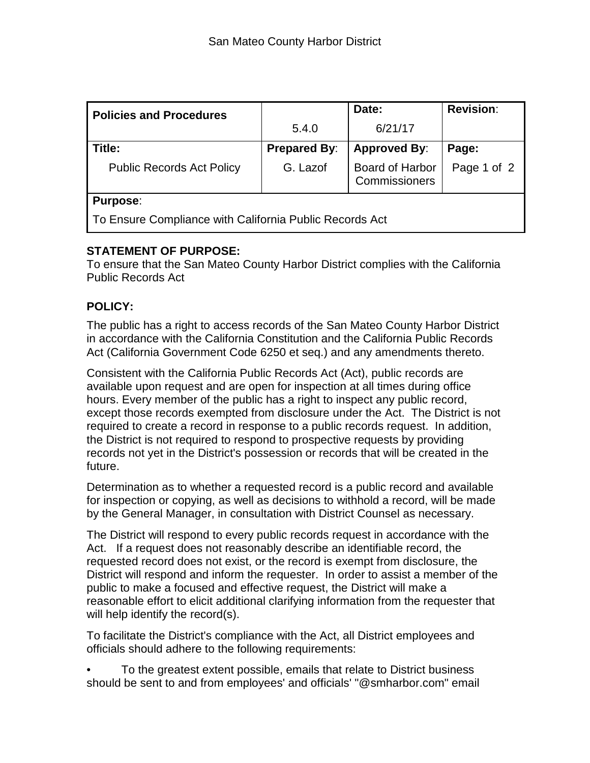# San Mateo County Harbor District

| Policies and Procedures | 5.4.0 | Date: 6/21/17 | Revision: |
| --- | --- | --- | --- |
| **Title:** Public Records Act Policy | **Prepared By:** G. Lazof | **Approved By:** Board of Harbor Commissioners | **Page:** Page 1 of 2 |
| **Purpose:** To Ensure Compliance with California Public Records Act | | | |

**STATEMENT OF PURPOSE:**
To ensure that the San Mateo County Harbor District complies with the California Public Records Act

**POLICY:**

The public has a right to access records of the San Mateo County Harbor District in accordance with the California Constitution and the California Public Records Act (California Government Code 6250 et seq.) and any amendments thereto.

Consistent with the California Public Records Act (Act), public records are available upon request and are open for inspection at all times during office hours. Every member of the public has a right to inspect any public record, except those records exempted from disclosure under the Act. The District is not required to create a record in response to a public records request. In addition, the District is not required to respond to prospective requests by providing records not yet in the District's possession or records that will be created in the future.

Determination as to whether a requested record is a public record and available for inspection or copying, as well as decisions to withhold a record, will be made by the General Manager, in consultation with District Counsel as necessary.

The District will respond to every public records request in accordance with the Act. If a request does not reasonably describe an identifiable record, the requested record does not exist, or the record is exempt from disclosure, the District will respond and inform the requester. In order to assist a member of the public to make a focused and effective request, the District will make a reasonable effort to elicit additional clarifying information from the requester that will help identify the record(s).

To facilitate the District's compliance with the Act, all District employees and officials should adhere to the following requirements:

- To the greatest extent possible, emails that relate to District business should be sent to and from employees' and officials' "@smharbor.com" email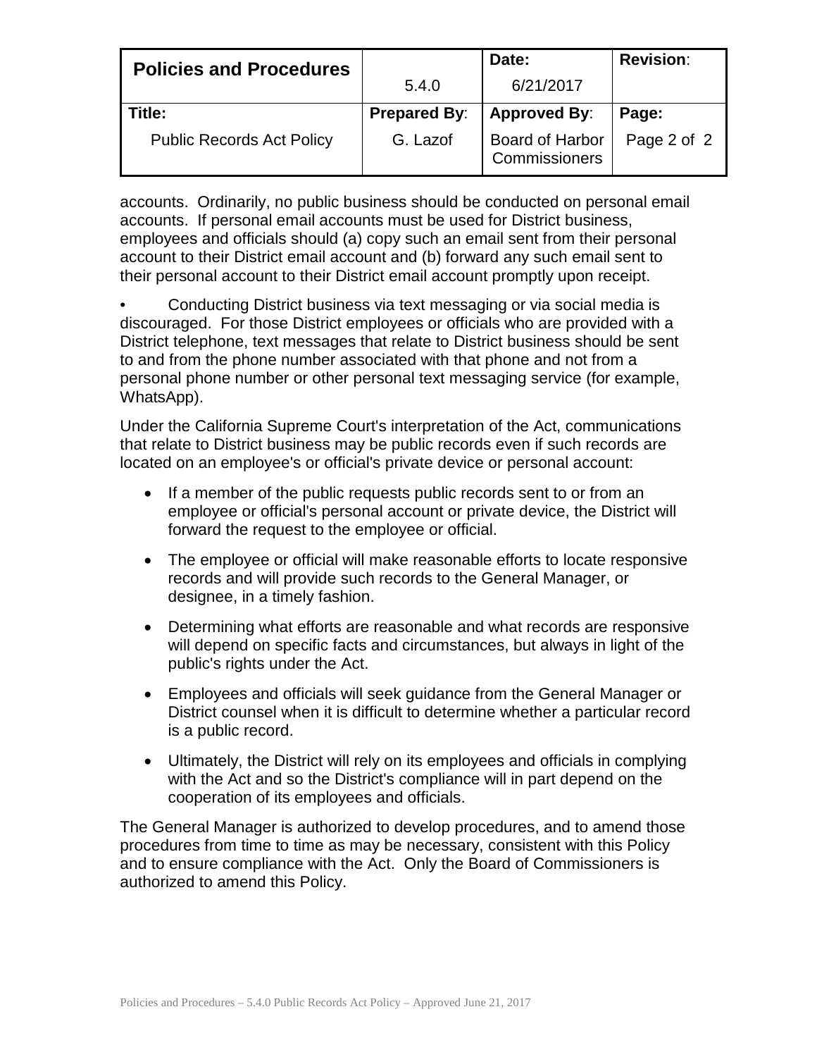accounts. Ordinarily, no public business should be conducted on personal email accounts. If personal email accounts must be used for District business, employees and officials should (a) copy such an email sent from their personal account to their District email account and (b) forward any such email sent to their personal account to their District email account promptly upon receipt.

- Conducting District business via text messaging or via social media is discouraged. For those District employees or officials who are provided with a District telephone, text messages that relate to District business should be sent to and from the phone number associated with that phone and not from a personal phone number or other personal text messaging service (for example, WhatsApp).

Under the California Supreme Court's interpretation of the Act, communications that relate to District business may be public records even if such records are located on an employee's or official's private device or personal account:

- If a member of the public requests public records sent to or from an employee or official's personal account or private device, the District will forward the request to the employee or official.
- The employee or official will make reasonable efforts to locate responsive records and will provide such records to the General Manager, or designee, in a timely fashion.
- Determining what efforts are reasonable and what records are responsive will depend on specific facts and circumstances, but always in light of the public's rights under the Act.
- Employees and officials will seek guidance from the General Manager or District counsel when it is difficult to determine whether a particular record is a public record.
- Ultimately, the District will rely on its employees and officials in complying with the Act and so the District's compliance will in part depend on the cooperation of its employees and officials.

The General Manager is authorized to develop procedures, and to amend those procedures from time to time as may be necessary, consistent with this Policy and to ensure compliance with the Act. Only the Board of Commissioners is authorized to amend this Policy.